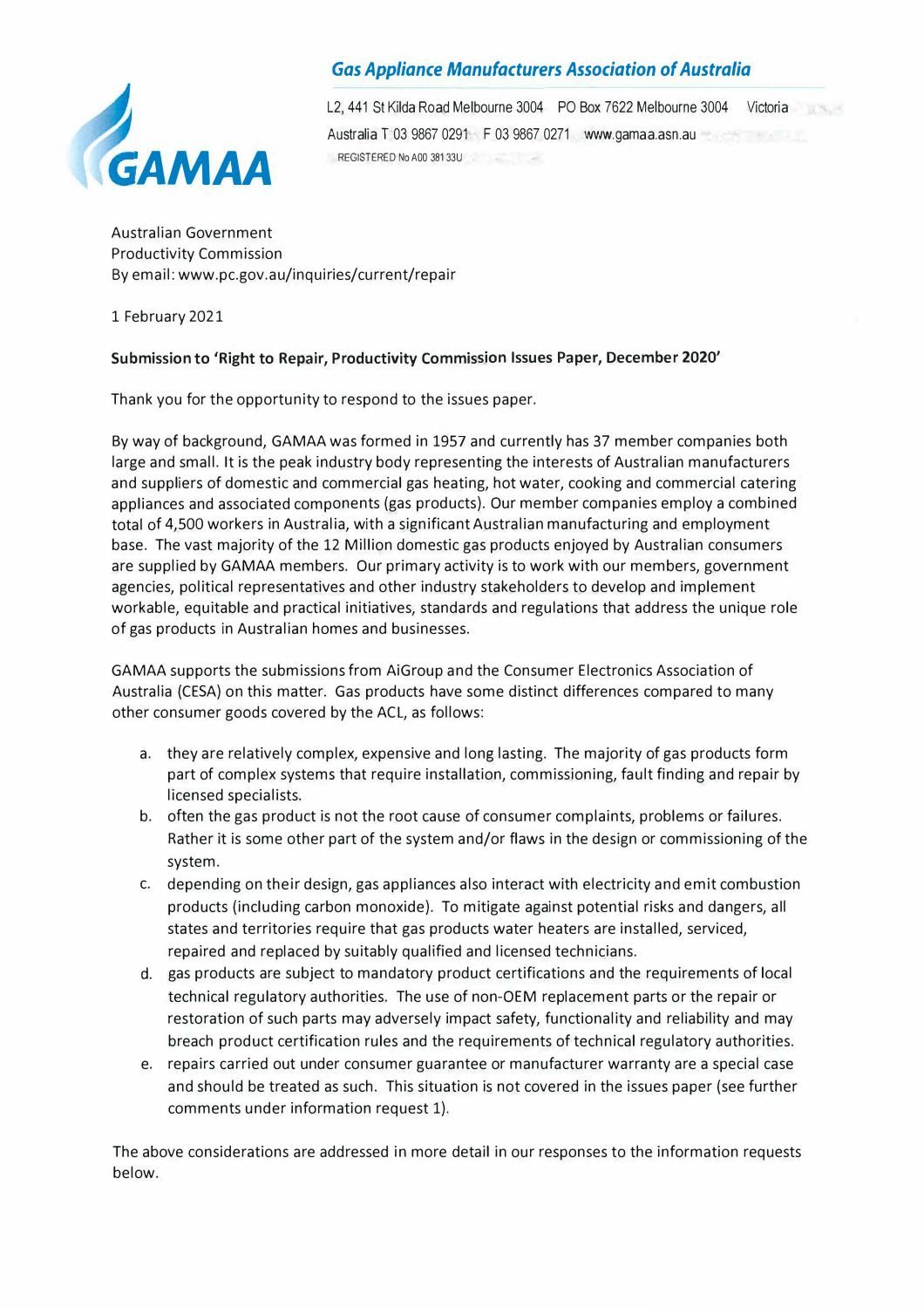# Gas Appliance Manufacturers Association of Australia

GAMAA

L2, 441 St Kilda Road Melbourne 3004 PO Box 7622 Melbourne 3004 Victoria
Australia T 03 9867 0291 F 03 9867 0271 www.gamaa.asn.au
REGISTERED No A00 381 33U

Australian Government
Productivity Commission
By email: www.pc.gov.au/inquiries/current/repair

1 February 2021

**Submission to 'Right to Repair, Productivity Commission Issues Paper, December 2020'**

Thank you for the opportunity to respond to the issues paper.

By way of background, GAMAA was formed in 1957 and currently has 37 member companies both large and small. It is the peak industry body representing the interests of Australian manufacturers and suppliers of domestic and commercial gas heating, hot water, cooking and commercial catering appliances and associated components (gas products). Our member companies employ a combined total of 4,500 workers in Australia, with a significant Australian manufacturing and employment base. The vast majority of the 12 Million domestic gas products enjoyed by Australian consumers are supplied by GAMAA members. Our primary activity is to work with our members, government agencies, political representatives and other industry stakeholders to develop and implement workable, equitable and practical initiatives, standards and regulations that address the unique role of gas products in Australian homes and businesses.

GAMAA supports the submissions from AiGroup and the Consumer Electronics Association of Australia (CESA) on this matter. Gas products have some distinct differences compared to many other consumer goods covered by the ACL, as follows:

a. they are relatively complex, expensive and long lasting. The majority of gas products form part of complex systems that require installation, commissioning, fault finding and repair by licensed specialists.
b. often the gas product is not the root cause of consumer complaints, problems or failures. Rather it is some other part of the system and/or flaws in the design or commissioning of the system.
c. depending on their design, gas appliances also interact with electricity and emit combustion products (including carbon monoxide). To mitigate against potential risks and dangers, all states and territories require that gas products water heaters are installed, serviced, repaired and replaced by suitably qualified and licensed technicians.
d. gas products are subject to mandatory product certifications and the requirements of local technical regulatory authorities. The use of non-OEM replacement parts or the repair or restoration of such parts may adversely impact safety, functionality and reliability and may breach product certification rules and the requirements of technical regulatory authorities.
e. repairs carried out under consumer guarantee or manufacturer warranty are a special case and should be treated as such. This situation is not covered in the issues paper (see further comments under information request 1).

The above considerations are addressed in more detail in our responses to the information requests below.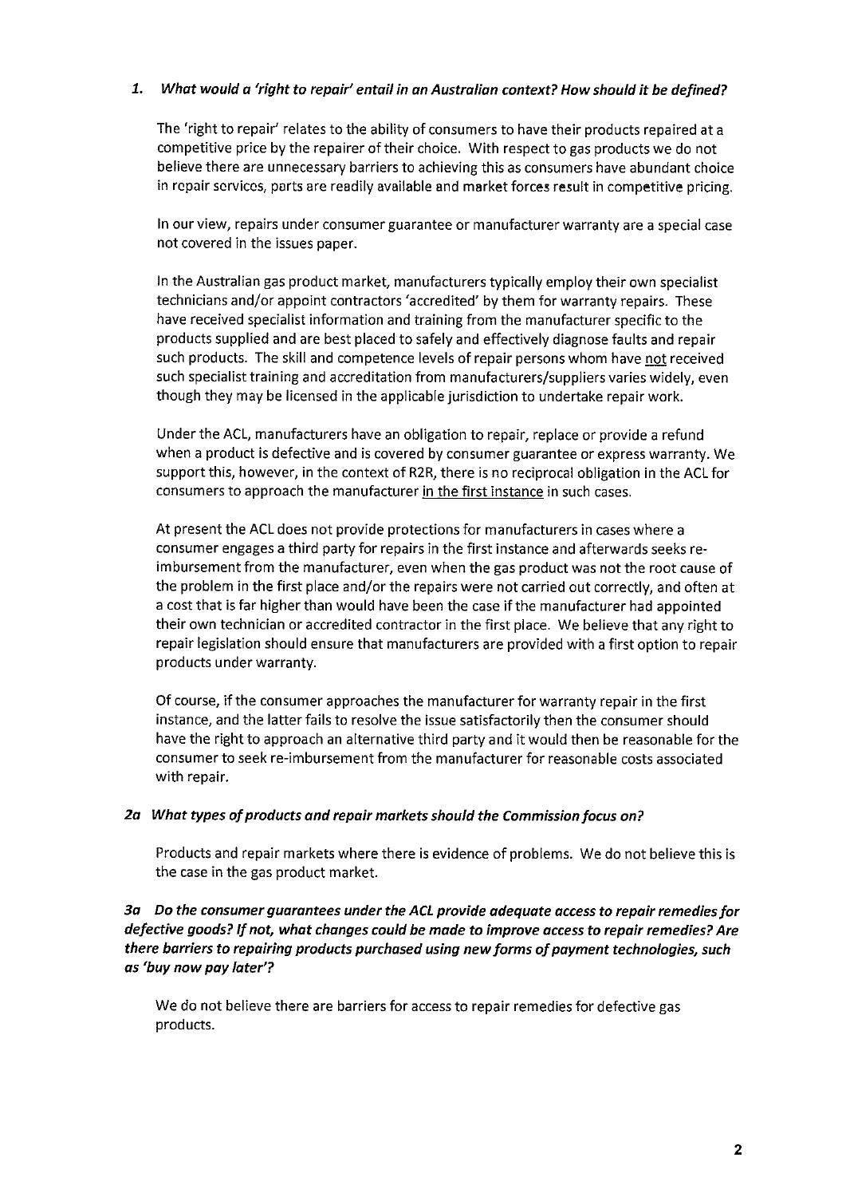### 1. *What would a 'right to repair' entail in an Australian context? How should it be defined?*

The 'right to repair' relates to the ability of consumers to have their products repaired at a competitive price by the repairer of their choice. With respect to gas products we do not believe there are unnecessary barriers to achieving this as consumers have abundant choice in repair services, parts are readily available and market forces result in competitive pricing.

In our view, repairs under consumer guarantee or manufacturer warranty are a special case not covered in the issues paper.

In the Australian gas product market, manufacturers typically employ their own specialist technicians and/or appoint contractors 'accredited' by them for warranty repairs. These have received specialist information and training from the manufacturer specific to the products supplied and are best placed to safely and effectively diagnose faults and repair such products. The skill and competence levels of repair persons whom have <u>not</u> received such specialist training and accreditation from manufacturers/suppliers varies widely, even though they may be licensed in the applicable jurisdiction to undertake repair work.

Under the ACL, manufacturers have an obligation to repair, replace or provide a refund when a product is defective and is covered by consumer guarantee or express warranty. We support this, however, in the context of R2R, there is no reciprocal obligation in the ACL for consumers to approach the manufacturer <u>in the first instance</u> in such cases.

At present the ACL does not provide protections for manufacturers in cases where a consumer engages a third party for repairs in the first instance and afterwards seeks re-imbursement from the manufacturer, even when the gas product was not the root cause of the problem in the first place and/or the repairs were not carried out correctly, and often at a cost that is far higher than would have been the case if the manufacturer had appointed their own technician or accredited contractor in the first place. We believe that any right to repair legislation should ensure that manufacturers are provided with a first option to repair products under warranty.

Of course, if the consumer approaches the manufacturer for warranty repair in the first instance, and the latter fails to resolve the issue satisfactorily then the consumer should have the right to approach an alternative third party and it would then be reasonable for the consumer to seek re-imbursement from the manufacturer for reasonable costs associated with repair.

### 2a *What types of products and repair markets should the Commission focus on?*

Products and repair markets where there is evidence of problems. We do not believe this is the case in the gas product market.

### 3a *Do the consumer guarantees under the ACL provide adequate access to repair remedies for defective goods? If not, what changes could be made to improve access to repair remedies? Are there barriers to repairing products purchased using new forms of payment technologies, such as 'buy now pay later'?*

We do not believe there are barriers for access to repair remedies for defective gas products.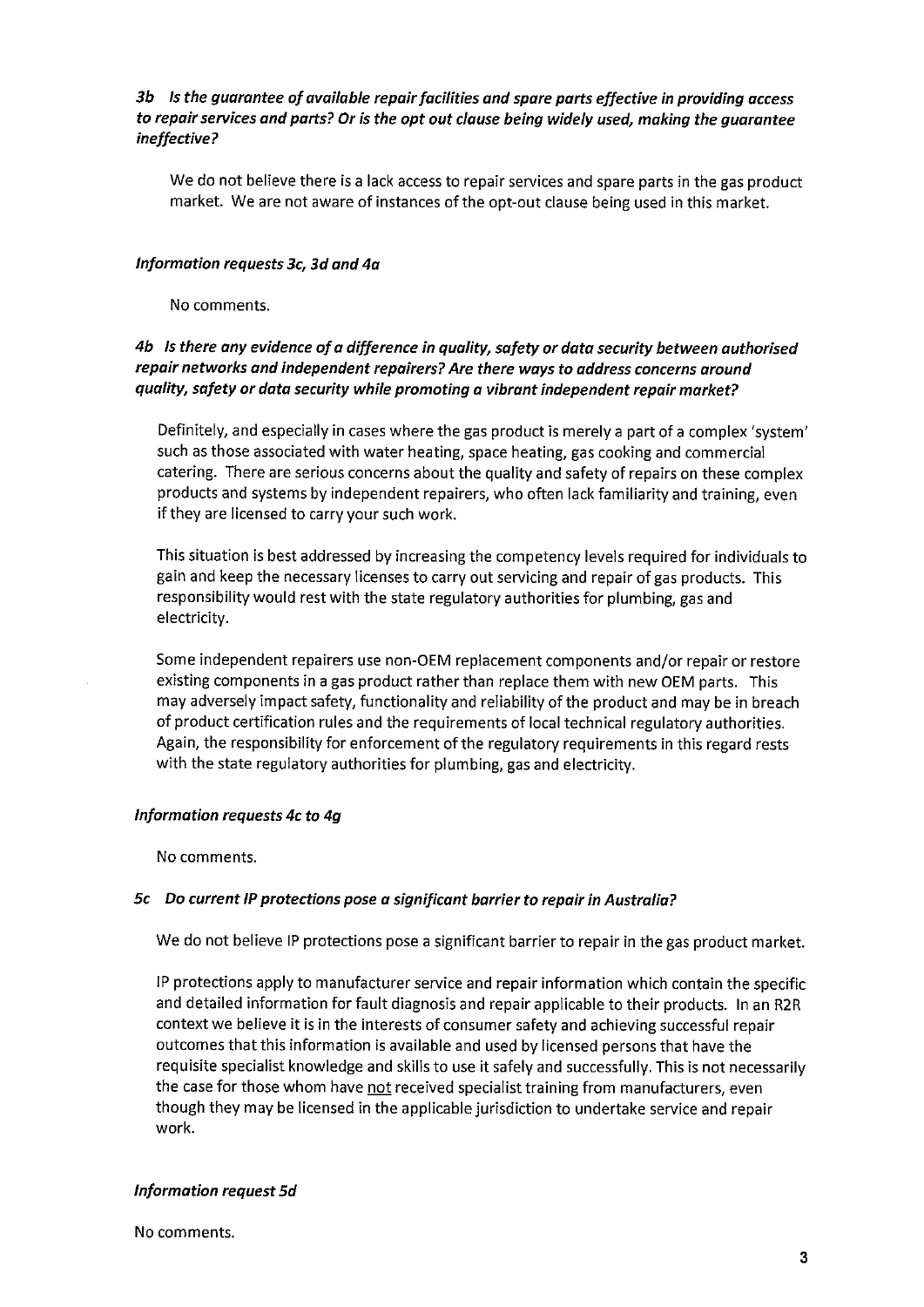### *3b Is the guarantee of available repair facilities and spare parts effective in providing access to repair services and parts? Or is the opt out clause being widely used, making the guarantee ineffective?*

We do not believe there is a lack access to repair services and spare parts in the gas product market. We are not aware of instances of the opt-out clause being used in this market.

### *Information requests 3c, 3d and 4a*

No comments.

### *4b Is there any evidence of a difference in quality, safety or data security between authorised repair networks and independent repairers? Are there ways to address concerns around quality, safety or data security while promoting a vibrant independent repair market?*

Definitely, and especially in cases where the gas product is merely a part of a complex 'system' such as those associated with water heating, space heating, gas cooking and commercial catering. There are serious concerns about the quality and safety of repairs on these complex products and systems by independent repairers, who often lack familiarity and training, even if they are licensed to carry your such work.

This situation is best addressed by increasing the competency levels required for individuals to gain and keep the necessary licenses to carry out servicing and repair of gas products. This responsibility would rest with the state regulatory authorities for plumbing, gas and electricity.

Some independent repairers use non-OEM replacement components and/or repair or restore existing components in a gas product rather than replace them with new OEM parts. This may adversely impact safety, functionality and reliability of the product and may be in breach of product certification rules and the requirements of local technical regulatory authorities. Again, the responsibility for enforcement of the regulatory requirements in this regard rests with the state regulatory authorities for plumbing, gas and electricity.

### *Information requests 4c to 4g*

No comments.

### *5c Do current IP protections pose a significant barrier to repair in Australia?*

We do not believe IP protections pose a significant barrier to repair in the gas product market.

IP protections apply to manufacturer service and repair information which contain the specific and detailed information for fault diagnosis and repair applicable to their products. In an R2R context we believe it is in the interests of consumer safety and achieving successful repair outcomes that this information is available and used by licensed persons that have the requisite specialist knowledge and skills to use it safely and successfully. This is not necessarily the case for those whom have <u>not</u> received specialist training from manufacturers, even though they may be licensed in the applicable jurisdiction to undertake service and repair work.

### *Information request 5d*

No comments.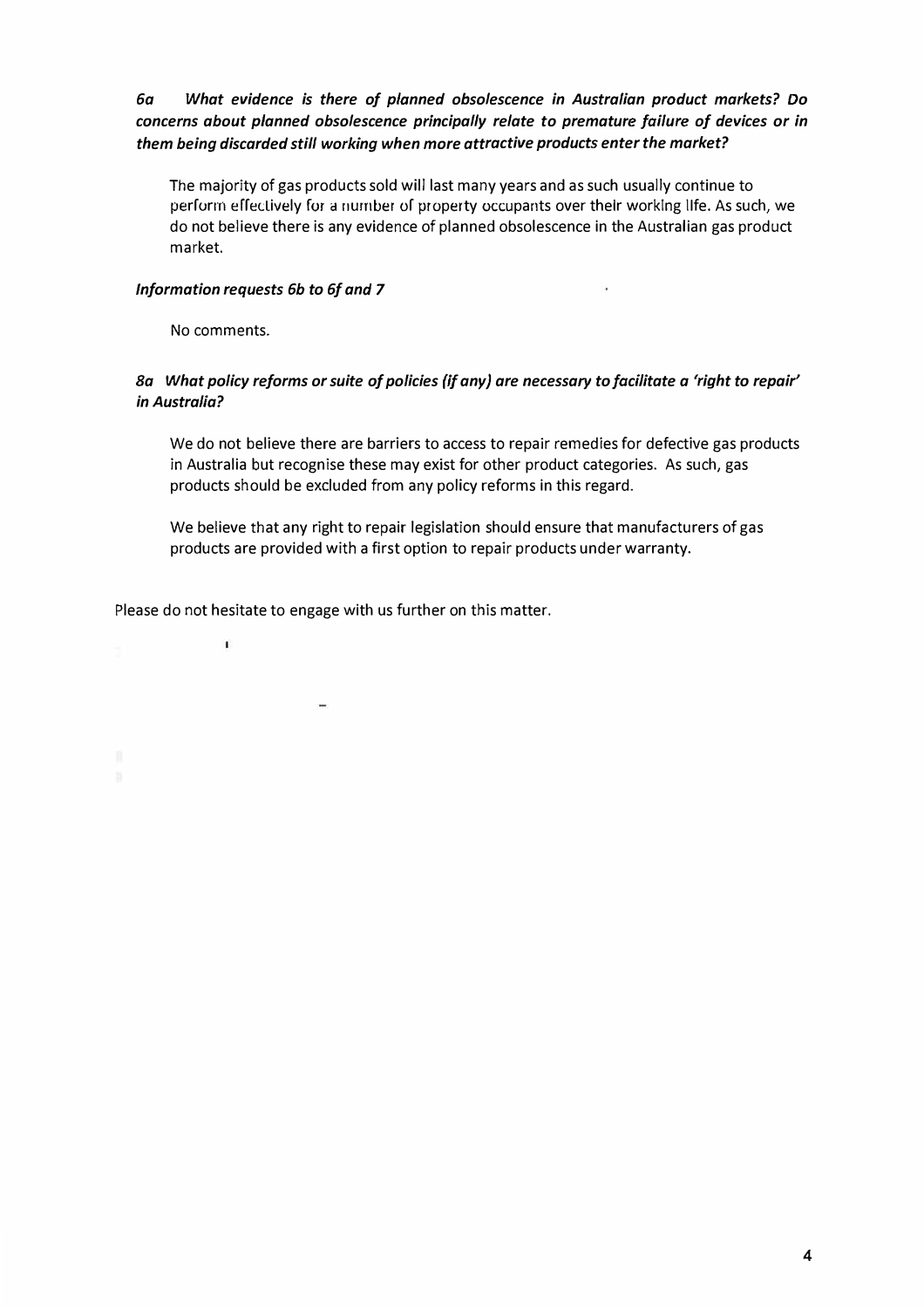***6a What evidence is there of planned obsolescence in Australian product markets? Do concerns about planned obsolescence principally relate to premature failure of devices or in them being discarded still working when more attractive products enter the market?***

The majority of gas products sold will last many years and as such usually continue to perform effectively for a number of property occupants over their working life. As such, we do not believe there is any evidence of planned obsolescence in the Australian gas product market.

***Information requests 6b to 6f and 7***

No comments.

***8a What policy reforms or suite of policies (if any) are necessary to facilitate a 'right to repair' in Australia?***

We do not believe there are barriers to access to repair remedies for defective gas products in Australia but recognise these may exist for other product categories. As such, gas products should be excluded from any policy reforms in this regard.

We believe that any right to repair legislation should ensure that manufacturers of gas products are provided with a first option to repair products under warranty.

Please do not hesitate to engage with us further on this matter.